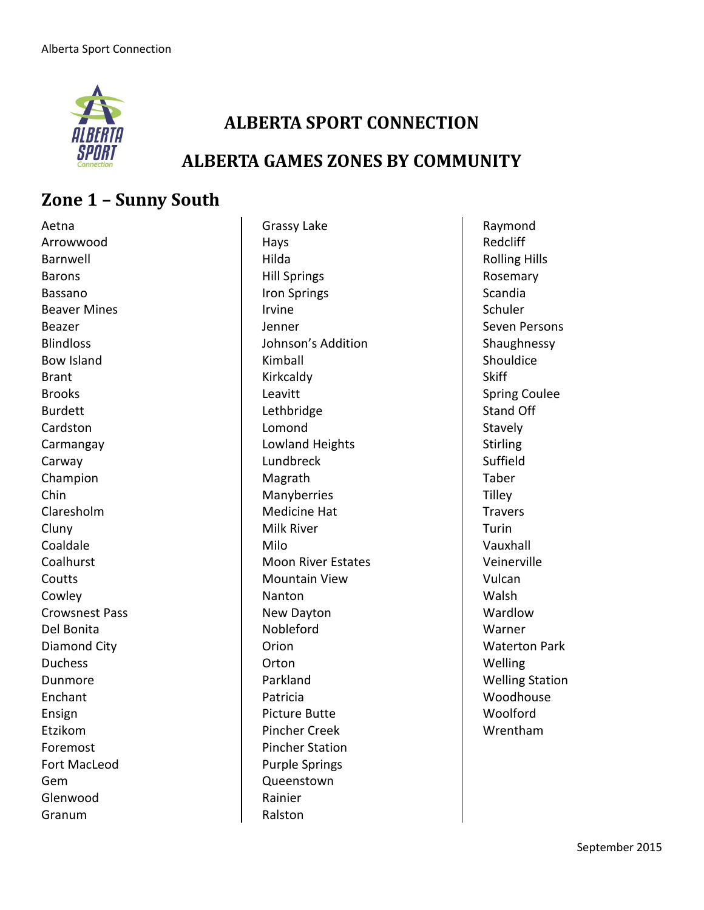# ALBERTA SPORT CONNECTION

## ALBERTA GAMES ZONES BY COMMUNITY

## Zone 1 – Sunny South

Aetna
Arrowwood
Barnwell
Barons
Bassano
Beaver Mines
Beazer
Blindloss
Bow Island
Brant
Brooks
Burdett
Cardston
Carmangay
Carway
Champion
Chin
Claresholm
Cluny
Coaldale
Coalhurst
Coutts
Cowley
Crowsnest Pass
Del Bonita
Diamond City
Duchess
Dunmore
Enchant
Ensign
Etzikom
Foremost
Fort MacLeod
Gem
Glenwood
Granum
Grassy Lake
Hays
Hilda
Hill Springs
Iron Springs
Irvine
Jenner
Johnson's Addition
Kimball
Kirkcaldy
Leavitt
Lethbridge
Lomond
Lowland Heights
Lundbreck
Magrath
Manyberries
Medicine Hat
Milk River
Milo
Moon River Estates
Mountain View
Nanton
New Dayton
Nobleford
Orion
Orton
Parkland
Patricia
Picture Butte
Pincher Creek
Pincher Station
Purple Springs
Queenstown
Rainier
Ralston
Raymond
Redcliff
Rolling Hills
Rosemary
Scandia
Schuler
Seven Persons
Shaughnessy
Shouldice
Skiff
Spring Coulee
Stand Off
Stavely
Stirling
Suffield
Taber
Tilley
Travers
Turin
Vauxhall
Veinerville
Vulcan
Walsh
Wardlow
Warner
Waterton Park
Welling
Welling Station
Woodhouse
Woolford
Wrentham

September 2015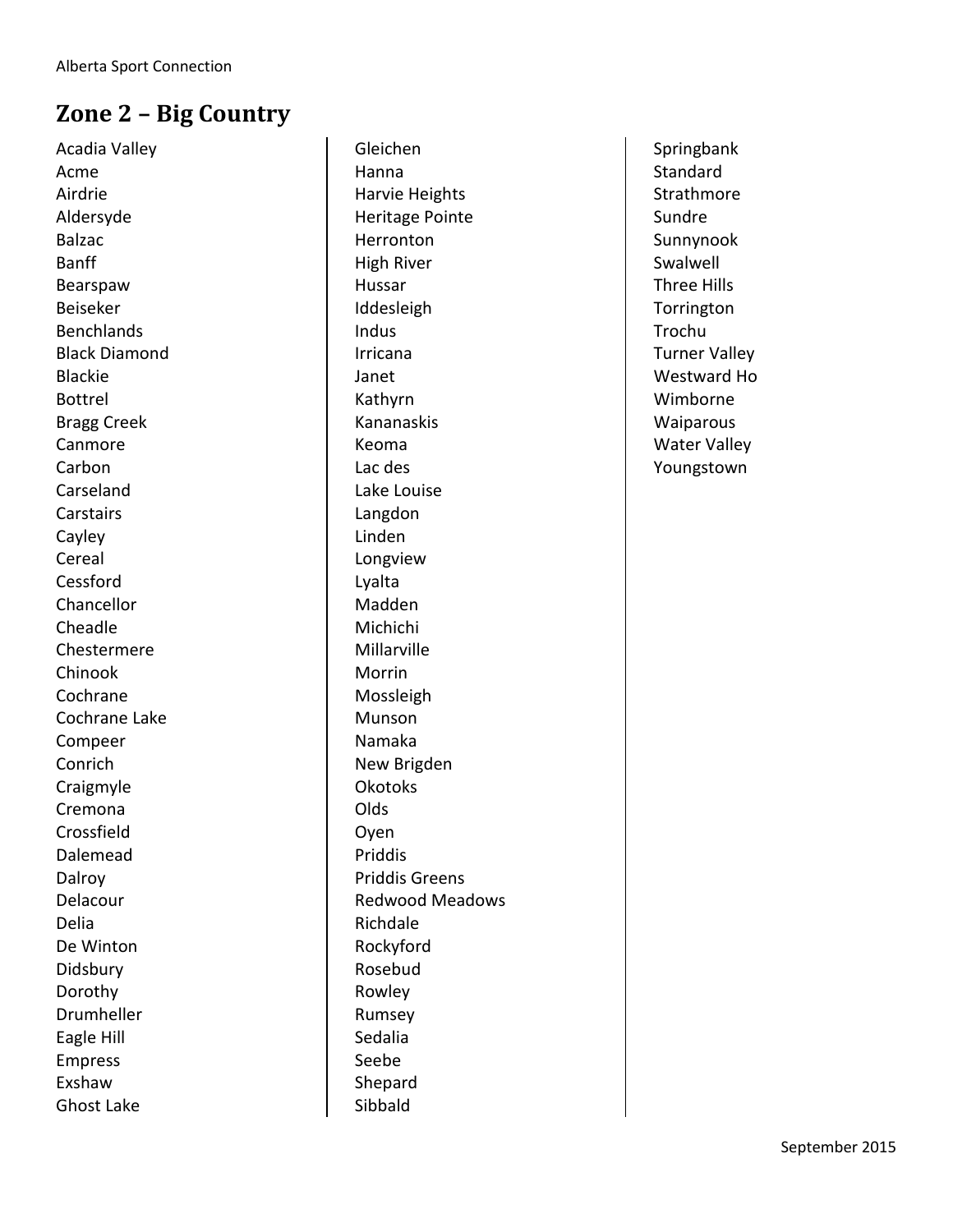## Zone 2 – Big Country

Acadia Valley
Acme
Airdrie
Aldersyde
Balzac
Banff
Bearspaw
Beiseker
Benchlands
Black Diamond
Blackie
Bottrel
Bragg Creek
Canmore
Carbon
Carseland
Carstairs
Cayley
Cereal
Cessford
Chancellor
Cheadle
Chestermere
Chinook
Cochrane
Cochrane Lake
Compeer
Conrich
Craigmyle
Cremona
Crossfield
Dalemead
Dalroy
Delacour
Delia
De Winton
Didsbury
Dorothy
Drumheller
Eagle Hill
Empress
Exshaw
Ghost Lake
Gleichen
Hanna
Harvie Heights
Heritage Pointe
Herronton
High River
Hussar
Iddesleigh
Indus
Irricana
Janet
Kathyrn
Kananaskis
Keoma
Lac des
Lake Louise
Langdon
Linden
Longview
Lyalta
Madden
Michichi
Millarville
Morrin
Mossleigh
Munson
Namaka
New Brigden
Okotoks
Olds
Oyen
Priddis
Priddis Greens
Redwood Meadows
Richdale
Rockyford
Rosebud
Rowley
Rumsey
Sedalia
Seebe
Shepard
Sibbald
Springbank
Standard
Strathmore
Sundre
Sunnynook
Swalwell
Three Hills
Torrington
Trochu
Turner Valley
Westward Ho
Wimborne
Waiparous
Water Valley
Youngstown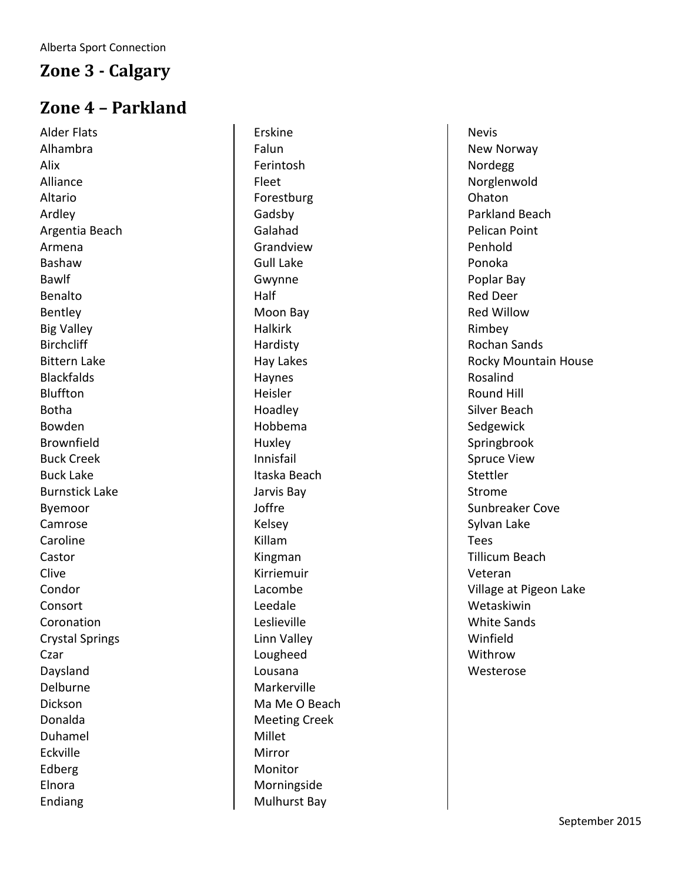## Zone 3 - Calgary

## Zone 4 – Parkland

Alder Flats
Alhambra
Alix
Alliance
Altario
Ardley
Argentia Beach
Armena
Bashaw
Bawlf
Benalto
Bentley
Big Valley
Birchcliff
Bittern Lake
Blackfalds
Bluffton
Botha
Bowden
Brownfield
Buck Creek
Buck Lake
Burnstick Lake
Byemoor
Camrose
Caroline
Castor
Clive
Condor
Consort
Coronation
Crystal Springs
Czar
Daysland
Delburne
Dickson
Donalda
Duhamel
Eckville
Edberg
Elnora
Endiang
Erskine
Falun
Ferintosh
Fleet
Forestburg
Gadsby
Galahad
Grandview
Gull Lake
Gwynne
Half
Moon Bay
Halkirk
Hardisty
Hay Lakes
Haynes
Heisler
Hoadley
Hobbema
Huxley
Innisfail
Itaska Beach
Jarvis Bay
Joffre
Kelsey
Killam
Kingman
Kirriemuir
Lacombe
Leedale
Leslieville
Linn Valley
Lougheed
Lousana
Markerville
Ma Me O Beach
Meeting Creek
Millet
Mirror
Monitor
Morningside
Mulhurst Bay
Nevis
New Norway
Nordegg
Norglenwold
Ohaton
Parkland Beach
Pelican Point
Penhold
Ponoka
Poplar Bay
Red Deer
Red Willow
Rimbey
Rochan Sands
Rocky Mountain House
Rosalind
Round Hill
Silver Beach
Sedgewick
Springbrook
Spruce View
Stettler
Strome
Sunbreaker Cove
Sylvan Lake
Tees
Tillicum Beach
Veteran
Village at Pigeon Lake
Wetaskiwin
White Sands
Winfield
Withrow
Westerose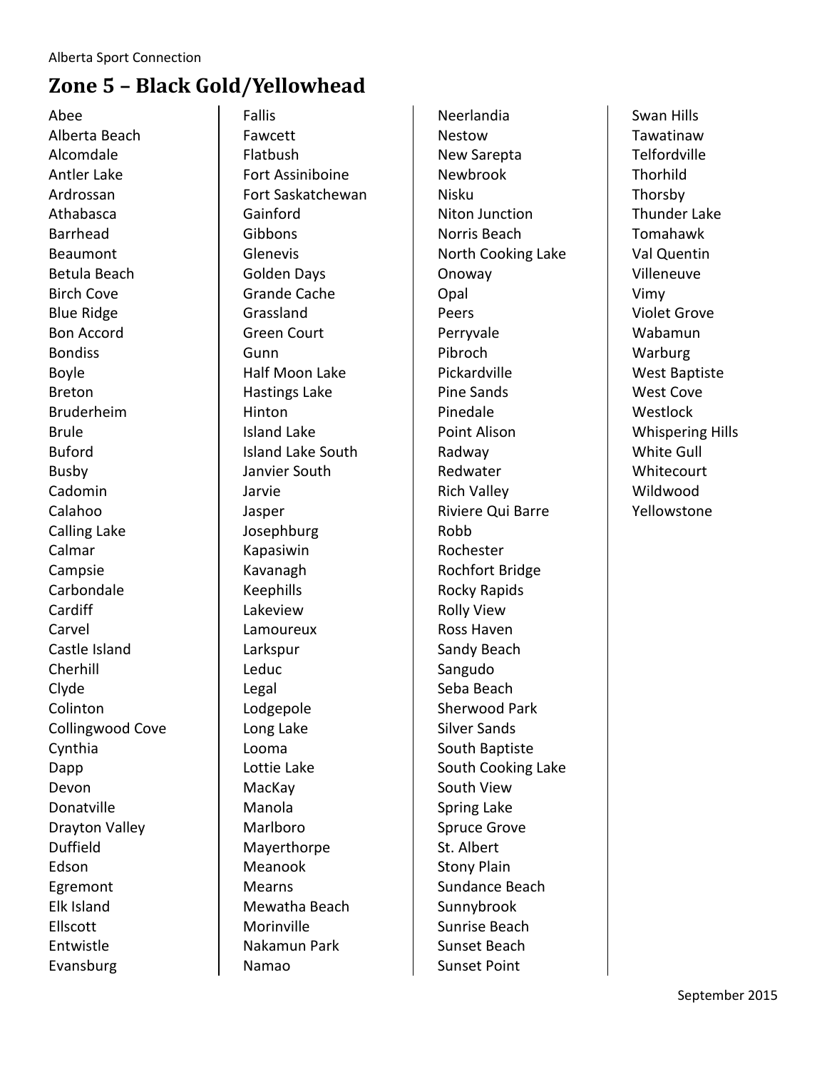## Zone 5 – Black Gold/Yellowhead

Abee
Alberta Beach
Alcomdale
Antler Lake
Ardrossan
Athabasca
Barrhead
Beaumont
Betula Beach
Birch Cove
Blue Ridge
Bon Accord
Bondiss
Boyle
Breton
Bruderheim
Brule
Buford
Busby
Cadomin
Calahoo
Calling Lake
Calmar
Campsie
Carbondale
Cardiff
Carvel
Castle Island
Cherhill
Clyde
Colinton
Collingwood Cove
Cynthia
Dapp
Devon
Donatville
Drayton Valley
Duffield
Edson
Egremont
Elk Island
Ellscott
Entwistle
Evansburg
Fallis
Fawcett
Flatbush
Fort Assiniboine
Fort Saskatchewan
Gainford
Gibbons
Glenevis
Golden Days
Grande Cache
Grassland
Green Court
Gunn
Half Moon Lake
Hastings Lake
Hinton
Island Lake
Island Lake South
Janvier South
Jarvie
Jasper
Josephburg
Kapasiwin
Kavanagh
Keephills
Lakeview
Lamoureux
Larkspur
Leduc
Legal
Lodgepole
Long Lake
Looma
Lottie Lake
MacKay
Manola
Marlboro
Mayerthorpe
Meanook
Mearns
Mewatha Beach
Morinville
Nakamun Park
Namao
Neerlandia
Nestow
New Sarepta
Newbrook
Nisku
Niton Junction
Norris Beach
North Cooking Lake
Onoway
Opal
Peers
Perryvale
Pibroch
Pickardville
Pine Sands
Pinedale
Point Alison
Radway
Redwater
Rich Valley
Riviere Qui Barre
Robb
Rochester
Rochfort Bridge
Rocky Rapids
Rolly View
Ross Haven
Sandy Beach
Sangudo
Seba Beach
Sherwood Park
Silver Sands
South Baptiste
South Cooking Lake
South View
Spring Lake
Spruce Grove
St. Albert
Stony Plain
Sundance Beach
Sunnybrook
Sunrise Beach
Sunset Beach
Sunset Point
Swan Hills
Tawatinaw
Telfordville
Thorhild
Thorsby
Thunder Lake
Tomahawk
Val Quentin
Villeneuve
Vimy
Violet Grove
Wabamun
Warburg
West Baptiste
West Cove
Westlock
Whispering Hills
White Gull
Whitecourt
Wildwood
Yellowstone

September 2015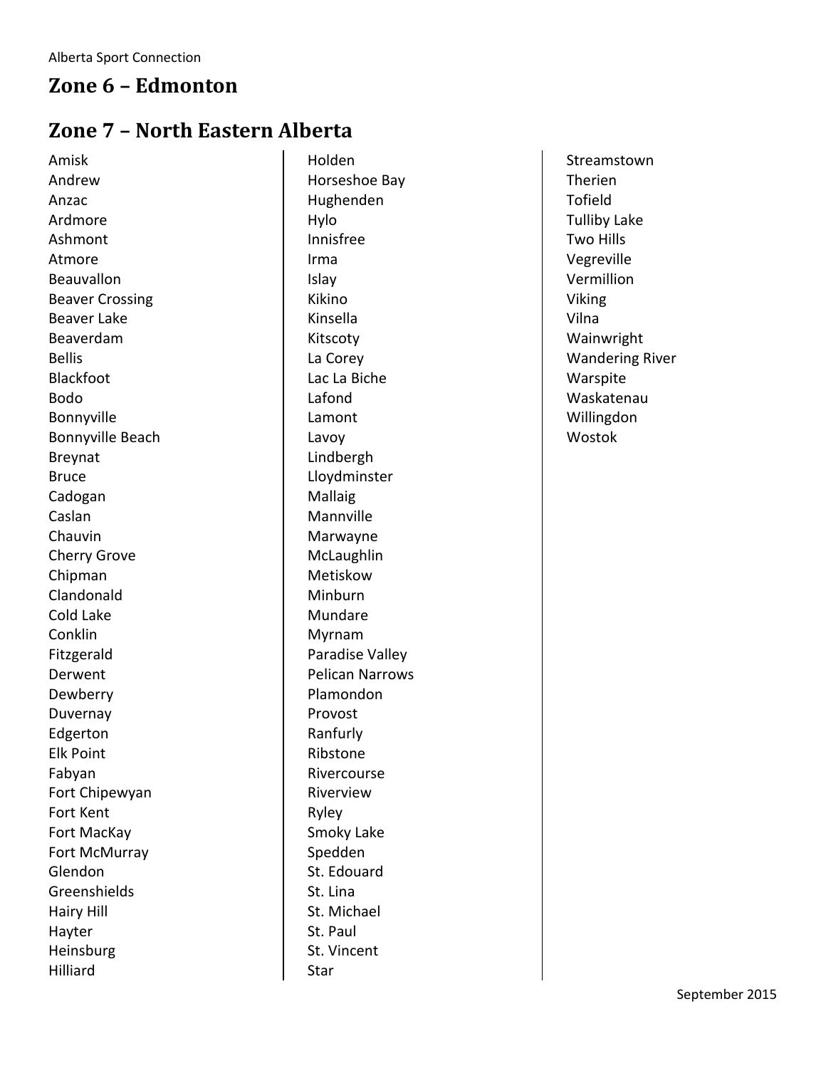## Zone 6 – Edmonton

## Zone 7 – North Eastern Alberta

Amisk
Andrew
Anzac
Ardmore
Ashmont
Atmore
Beauvallon
Beaver Crossing
Beaver Lake
Beaverdam
Bellis
Blackfoot
Bodo
Bonnyville
Bonnyville Beach
Breynat
Bruce
Cadogan
Caslan
Chauvin
Cherry Grove
Chipman
Clandonald
Cold Lake
Conklin
Fitzgerald
Derwent
Dewberry
Duvernay
Edgerton
Elk Point
Fabyan
Fort Chipewyan
Fort Kent
Fort MacKay
Fort McMurray
Glendon
Greenshields
Hairy Hill
Hayter
Heinsburg
Hilliard
Holden
Horseshoe Bay
Hughenden
Hylo
Innisfree
Irma
Islay
Kikino
Kinsella
Kitscoty
La Corey
Lac La Biche
Lafond
Lamont
Lavoy
Lindbergh
Lloydminster
Mallaig
Mannville
Marwayne
McLaughlin
Metiskow
Minburn
Mundare
Myrnam
Paradise Valley
Pelican Narrows
Plamondon
Provost
Ranfurly
Ribstone
Rivercourse
Riverview
Ryley
Smoky Lake
Spedden
St. Edouard
St. Lina
St. Michael
St. Paul
St. Vincent
Star
Streamstown
Therien
Tofield
Tulliby Lake
Two Hills
Vegreville
Vermillion
Viking
Vilna
Wainwright
Wandering River
Warspite
Waskatenau
Willingdon
Wostok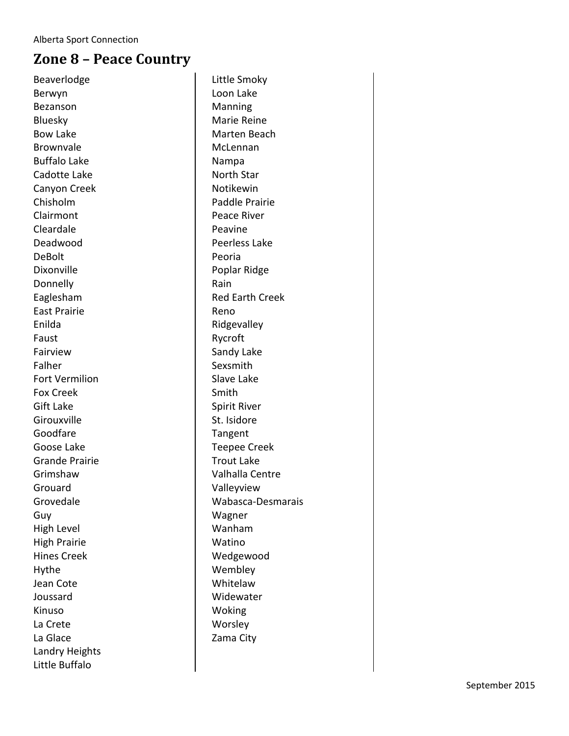## Zone 8 – Peace Country

Beaverlodge
Berwyn
Bezanson
Bluesky
Bow Lake
Brownvale
Buffalo Lake
Cadotte Lake
Canyon Creek
Chisholm
Clairmont
Cleardale
Deadwood
DeBolt
Dixonville
Donnelly
Eaglesham
East Prairie
Enilda
Faust
Fairview
Falher
Fort Vermilion
Fox Creek
Gift Lake
Girouxville
Goodfare
Goose Lake
Grande Prairie
Grimshaw
Grouard
Grovedale
Guy
High Level
High Prairie
Hines Creek
Hythe
Jean Cote
Joussard
Kinuso
La Crete
La Glace
Landry Heights
Little Buffalo
Little Smoky
Loon Lake
Manning
Marie Reine
Marten Beach
McLennan
Nampa
North Star
Notikewin
Paddle Prairie
Peace River
Peavine
Peerless Lake
Peoria
Poplar Ridge
Rain
Red Earth Creek
Reno
Ridgevalley
Rycroft
Sandy Lake
Sexsmith
Slave Lake
Smith
Spirit River
St. Isidore
Tangent
Teepee Creek
Trout Lake
Valhalla Centre
Valleyview
Wabasca-Desmarais
Wagner
Wanham
Watino
Wedgewood
Wembley
Whitelaw
Widewater
Woking
Worsley
Zama City